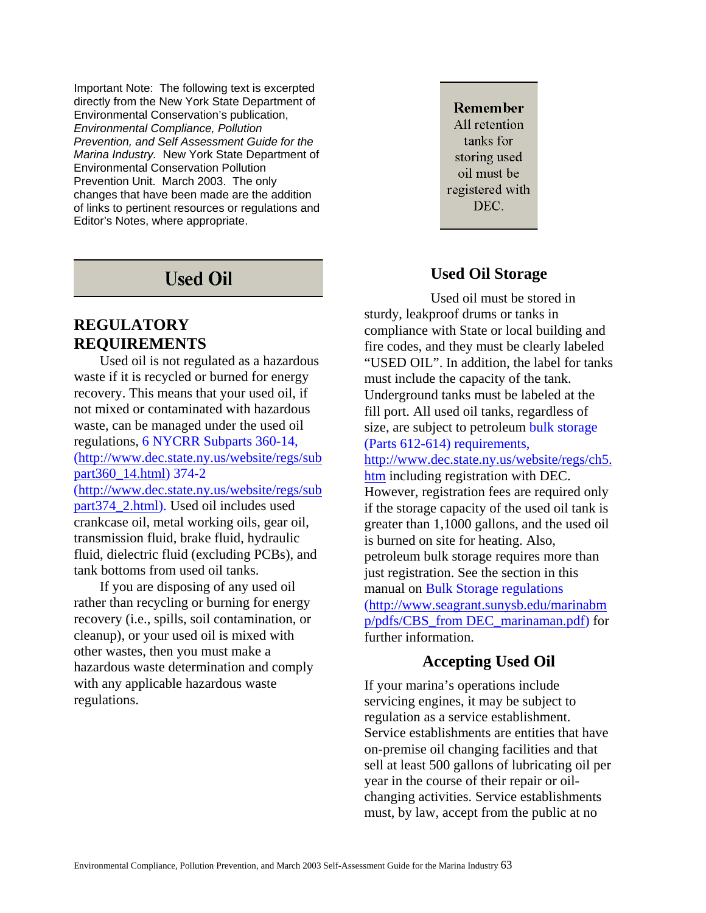Important Note: The following text is excerpted directly from the New York State Department of Environmental Conservation's publication, *Environmental Compliance, Pollution Prevention, and Self Assessment Guide for the Marina Industry.* New York State Department of Environmental Conservation Pollution Prevention Unit. March 2003. The only changes that have been made are the addition of links to pertinent resources or regulations and Editor's Notes, where appropriate.

# Used Oil

## REGULATORY REQUIREMENTS

Used oil is not regulated as a hazardous waste if it is recycled or burned for energy recovery. This means that your used oil, if not mixed or contaminated with hazardous waste, can be managed under the used oil regulations, 6 NYCRR Subparts 360-14, (http://www.dec.state.ny.us/website/regs/subpart360_14.html) 374-2 (http://www.dec.state.ny.us/website/regs/subpart374_2.html). Used oil includes used crankcase oil, metal working oils, gear oil, transmission fluid, brake fluid, hydraulic fluid, dielectric fluid (excluding PCBs), and tank bottoms from used oil tanks.

If you are disposing of any used oil rather than recycling or burning for energy recovery (i.e., spills, soil contamination, or cleanup), or your used oil is mixed with other wastes, then you must make a hazardous waste determination and comply with any applicable hazardous waste regulations.

**Remember**
All retention tanks for storing used oil must be registered with DEC.

### Used Oil Storage

Used oil must be stored in sturdy, leakproof drums or tanks in compliance with State or local building and fire codes, and they must be clearly labeled "USED OIL". In addition, the label for tanks must include the capacity of the tank. Underground tanks must be labeled at the fill port. All used oil tanks, regardless of size, are subject to petroleum bulk storage (Parts 612-614) requirements, http://www.dec.state.ny.us/website/regs/ch5.htm including registration with DEC. However, registration fees are required only if the storage capacity of the used oil tank is greater than 1,1000 gallons, and the used oil is burned on site for heating. Also, petroleum bulk storage requires more than just registration. See the section in this manual on Bulk Storage regulations (http://www.seagrant.sunysb.edu/marinabmp/pdfs/CBS_from DEC_marinaman.pdf) for further information.

### Accepting Used Oil

If your marina's operations include servicing engines, it may be subject to regulation as a service establishment. Service establishments are entities that have on-premise oil changing facilities and that sell at least 500 gallons of lubricating oil per year in the course of their repair or oil-changing activities. Service establishments must, by law, accept from the public at no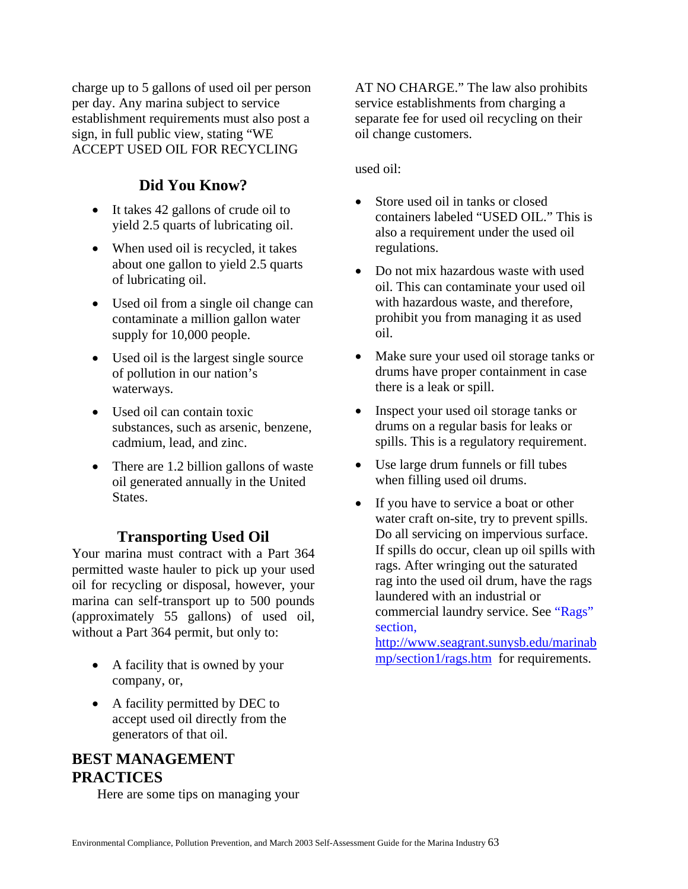charge up to 5 gallons of used oil per person per day. Any marina subject to service establishment requirements must also post a sign, in full public view, stating "WE ACCEPT USED OIL FOR RECYCLING AT NO CHARGE." The law also prohibits service establishments from charging a separate fee for used oil recycling on their oil change customers.

### Did You Know?

- It takes 42 gallons of crude oil to yield 2.5 quarts of lubricating oil.
- When used oil is recycled, it takes about one gallon to yield 2.5 quarts of lubricating oil.
- Used oil from a single oil change can contaminate a million gallon water supply for 10,000 people.
- Used oil is the largest single source of pollution in our nation's waterways.
- Used oil can contain toxic substances, such as arsenic, benzene, cadmium, lead, and zinc.
- There are 1.2 billion gallons of waste oil generated annually in the United States.

### Transporting Used Oil

Your marina must contract with a Part 364 permitted waste hauler to pick up your used oil for recycling or disposal, however, your marina can self-transport up to 500 pounds (approximately 55 gallons) of used oil, without a Part 364 permit, but only to:

- A facility that is owned by your company, or,
- A facility permitted by DEC to accept used oil directly from the generators of that oil.

## BEST MANAGEMENT PRACTICES

Here are some tips on managing your used oil:

- Store used oil in tanks or closed containers labeled "USED OIL." This is also a requirement under the used oil regulations.
- Do not mix hazardous waste with used oil. This can contaminate your used oil with hazardous waste, and therefore, prohibit you from managing it as used oil.
- Make sure your used oil storage tanks or drums have proper containment in case there is a leak or spill.
- Inspect your used oil storage tanks or drums on a regular basis for leaks or spills. This is a regulatory requirement.
- Use large drum funnels or fill tubes when filling used oil drums.
- If you have to service a boat or other water craft on-site, try to prevent spills. Do all servicing on impervious surface. If spills do occur, clean up oil spills with rags. After wringing out the saturated rag into the used oil drum, have the rags laundered with an industrial or commercial laundry service. See "Rags" section, http://www.seagrant.sunysb.edu/marinabmp/section1/rags.htm for requirements.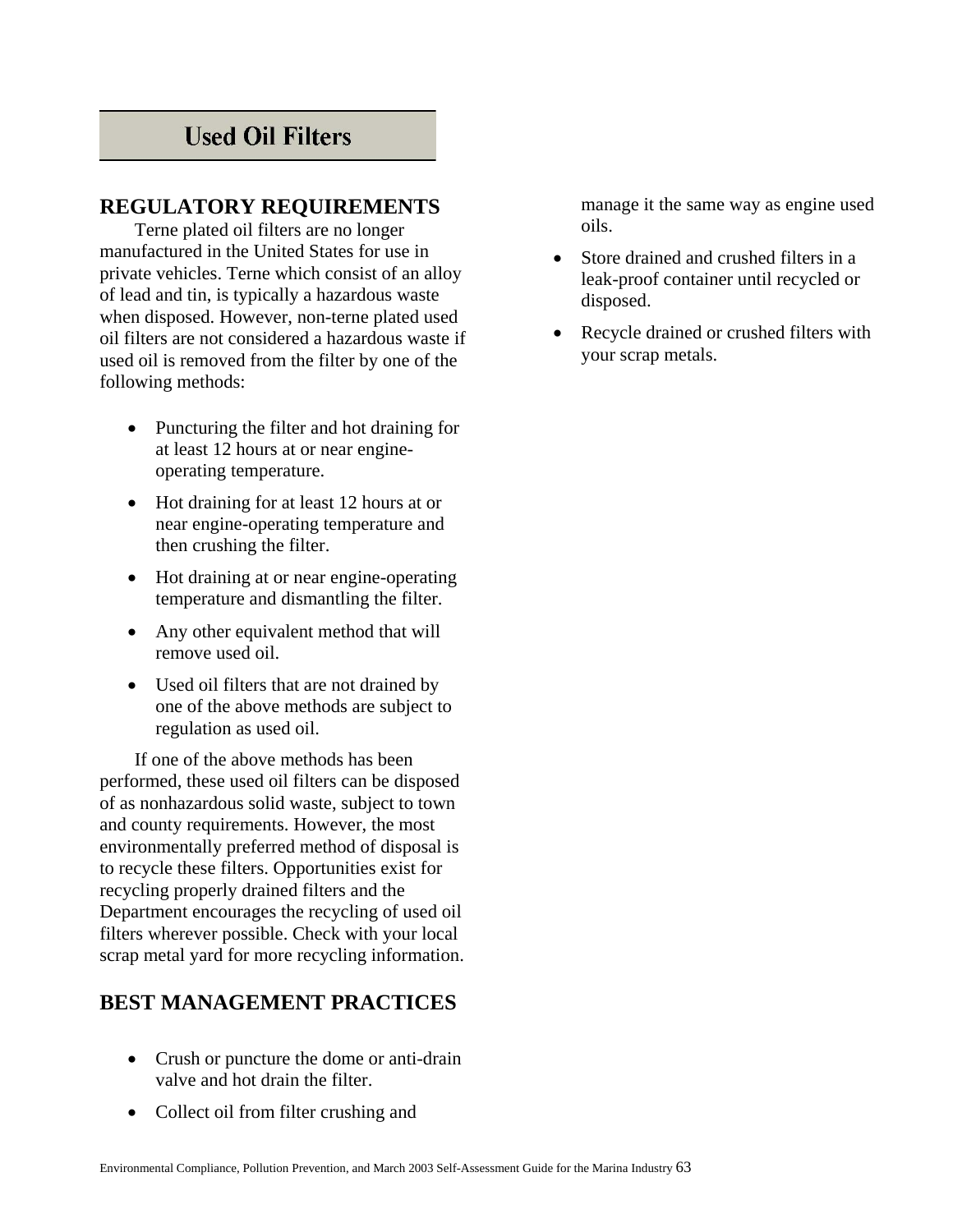# Used Oil Filters

## REGULATORY REQUIREMENTS

Terne plated oil filters are no longer manufactured in the United States for use in private vehicles. Terne which consist of an alloy of lead and tin, is typically a hazardous waste when disposed. However, non-terne plated used oil filters are not considered a hazardous waste if used oil is removed from the filter by one of the following methods:

- Puncturing the filter and hot draining for at least 12 hours at or near engine-operating temperature.
- Hot draining for at least 12 hours at or near engine-operating temperature and then crushing the filter.
- Hot draining at or near engine-operating temperature and dismantling the filter.
- Any other equivalent method that will remove used oil.
- Used oil filters that are not drained by one of the above methods are subject to regulation as used oil.

If one of the above methods has been performed, these used oil filters can be disposed of as nonhazardous solid waste, subject to town and county requirements. However, the most environmentally preferred method of disposal is to recycle these filters. Opportunities exist for recycling properly drained filters and the Department encourages the recycling of used oil filters wherever possible. Check with your local scrap metal yard for more recycling information.

## BEST MANAGEMENT PRACTICES

- Crush or puncture the dome or anti-drain valve and hot drain the filter.
- Collect oil from filter crushing and manage it the same way as engine used oils.
- Store drained and crushed filters in a leak-proof container until recycled or disposed.
- Recycle drained or crushed filters with your scrap metals.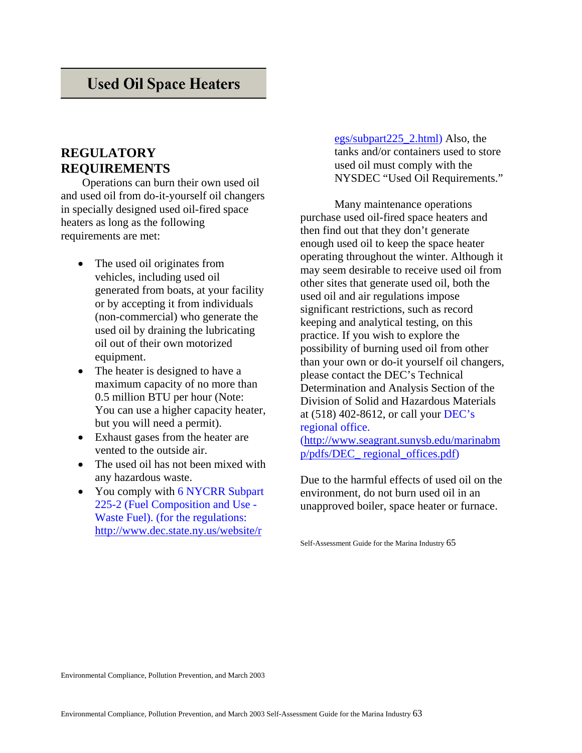# Used Oil Space Heaters

## REGULATORY REQUIREMENTS

Operations can burn their own used oil and used oil from do-it-yourself oil changers in specially designed used oil-fired space heaters as long as the following requirements are met:

- The used oil originates from vehicles, including used oil generated from boats, at your facility or by accepting it from individuals (non-commercial) who generate the used oil by draining the lubricating oil out of their own motorized equipment.
- The heater is designed to have a maximum capacity of no more than 0.5 million BTU per hour (Note: You can use a higher capacity heater, but you will need a permit).
- Exhaust gases from the heater are vented to the outside air.
- The used oil has not been mixed with any hazardous waste.
- You comply with 6 NYCRR Subpart 225-2 (Fuel Composition and Use - Waste Fuel). (for the regulations: http://www.dec.state.ny.us/website/regs/subpart225_2.html) Also, the tanks and/or containers used to store used oil must comply with the NYSDEC "Used Oil Requirements."

Many maintenance operations purchase used oil-fired space heaters and then find out that they don't generate enough used oil to keep the space heater operating throughout the winter. Although it may seem desirable to receive used oil from other sites that generate used oil, both the used oil and air regulations impose significant restrictions, such as record keeping and analytical testing, on this practice. If you wish to explore the possibility of burning used oil from other than your own or do-it yourself oil changers, please contact the DEC's Technical Determination and Analysis Section of the Division of Solid and Hazardous Materials at (518) 402-8612, or call your DEC's regional office. (http://www.seagrant.sunysb.edu/marinabmp/pdfs/DEC_ regional_offices.pdf)

Due to the harmful effects of used oil on the environment, do not burn used oil in an unapproved boiler, space heater or furnace.